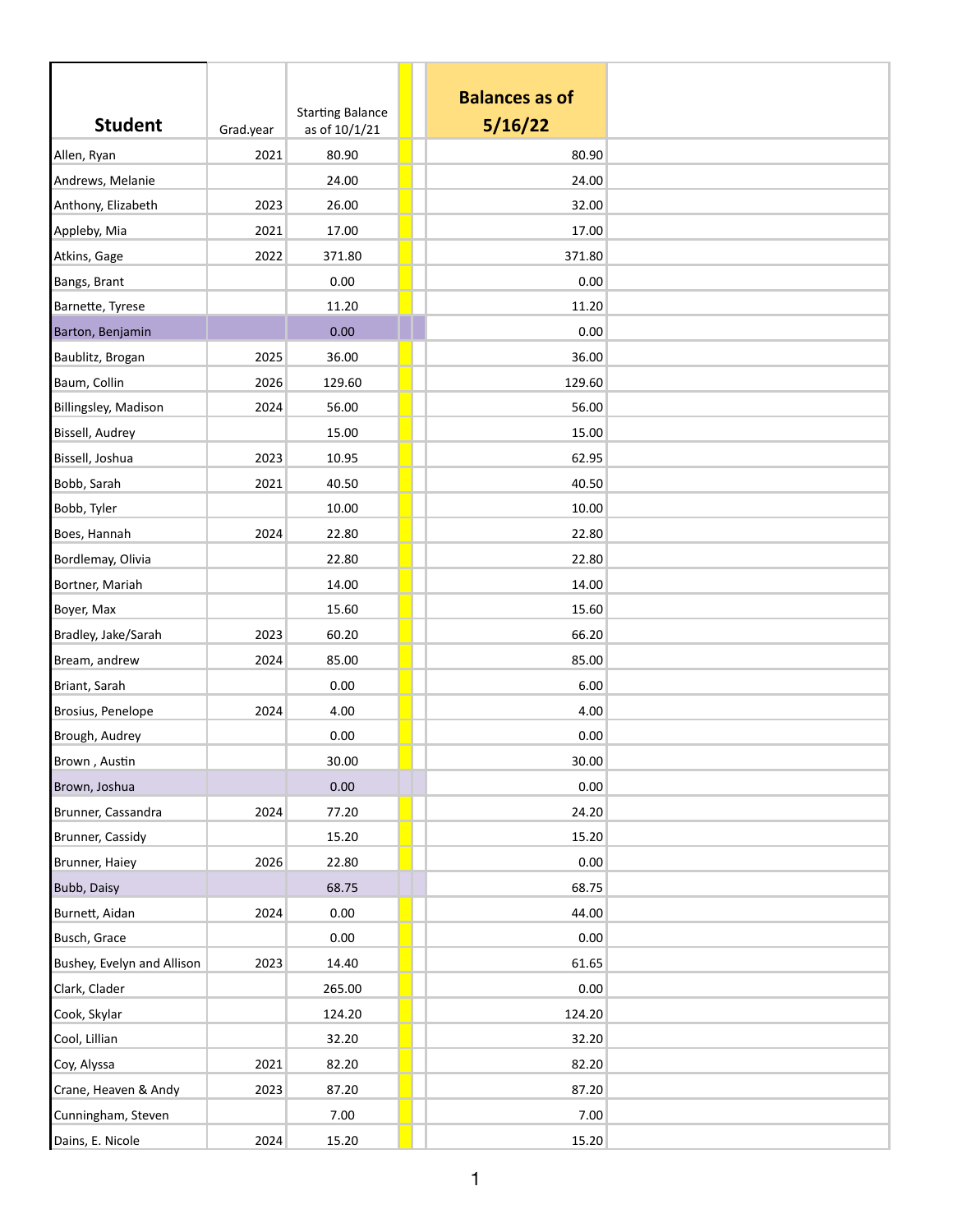| Student | Grad.year | Starting Balance as of 10/1/21 | | | Balances as of 5/16/22 | |
|---|---|---|---|---|---|---|
| Allen, Ryan | 2021 | 80.90 | | | 80.90 | |
| Andrews, Melanie | | 24.00 | | | 24.00 | |
| Anthony, Elizabeth | 2023 | 26.00 | | | 32.00 | |
| Appleby, Mia | 2021 | 17.00 | | | 17.00 | |
| Atkins, Gage | 2022 | 371.80 | | | 371.80 | |
| Bangs, Brant | | 0.00 | | | 0.00 | |
| Barnette, Tyrese | | 11.20 | | | 11.20 | |
| Barton, Benjamin | | 0.00 | | | 0.00 | |
| Baublitz, Brogan | 2025 | 36.00 | | | 36.00 | |
| Baum, Collin | 2026 | 129.60 | | | 129.60 | |
| Billingsley, Madison | 2024 | 56.00 | | | 56.00 | |
| Bissell, Audrey | | 15.00 | | | 15.00 | |
| Bissell, Joshua | 2023 | 10.95 | | | 62.95 | |
| Bobb, Sarah | 2021 | 40.50 | | | 40.50 | |
| Bobb, Tyler | | 10.00 | | | 10.00 | |
| Boes, Hannah | 2024 | 22.80 | | | 22.80 | |
| Bordlemay, Olivia | | 22.80 | | | 22.80 | |
| Bortner, Mariah | | 14.00 | | | 14.00 | |
| Boyer, Max | | 15.60 | | | 15.60 | |
| Bradley, Jake/Sarah | 2023 | 60.20 | | | 66.20 | |
| Bream, andrew | 2024 | 85.00 | | | 85.00 | |
| Briant, Sarah | | 0.00 | | | 6.00 | |
| Brosius, Penelope | 2024 | 4.00 | | | 4.00 | |
| Brough, Audrey | | 0.00 | | | 0.00 | |
| Brown , Austin | | 30.00 | | | 30.00 | |
| Brown, Joshua | | 0.00 | | | 0.00 | |
| Brunner, Cassandra | 2024 | 77.20 | | | 24.20 | |
| Brunner, Cassidy | | 15.20 | | | 15.20 | |
| Brunner, Haiey | 2026 | 22.80 | | | 0.00 | |
| Bubb, Daisy | | 68.75 | | | 68.75 | |
| Burnett, Aidan | 2024 | 0.00 | | | 44.00 | |
| Busch, Grace | | 0.00 | | | 0.00 | |
| Bushey, Evelyn and Allison | 2023 | 14.40 | | | 61.65 | |
| Clark, Clader | | 265.00 | | | 0.00 | |
| Cook, Skylar | | 124.20 | | | 124.20 | |
| Cool, Lillian | | 32.20 | | | 32.20 | |
| Coy, Alyssa | 2021 | 82.20 | | | 82.20 | |
| Crane, Heaven & Andy | 2023 | 87.20 | | | 87.20 | |
| Cunningham, Steven | | 7.00 | | | 7.00 | |
| Dains, E. Nicole | 2024 | 15.20 | | | 15.20 | |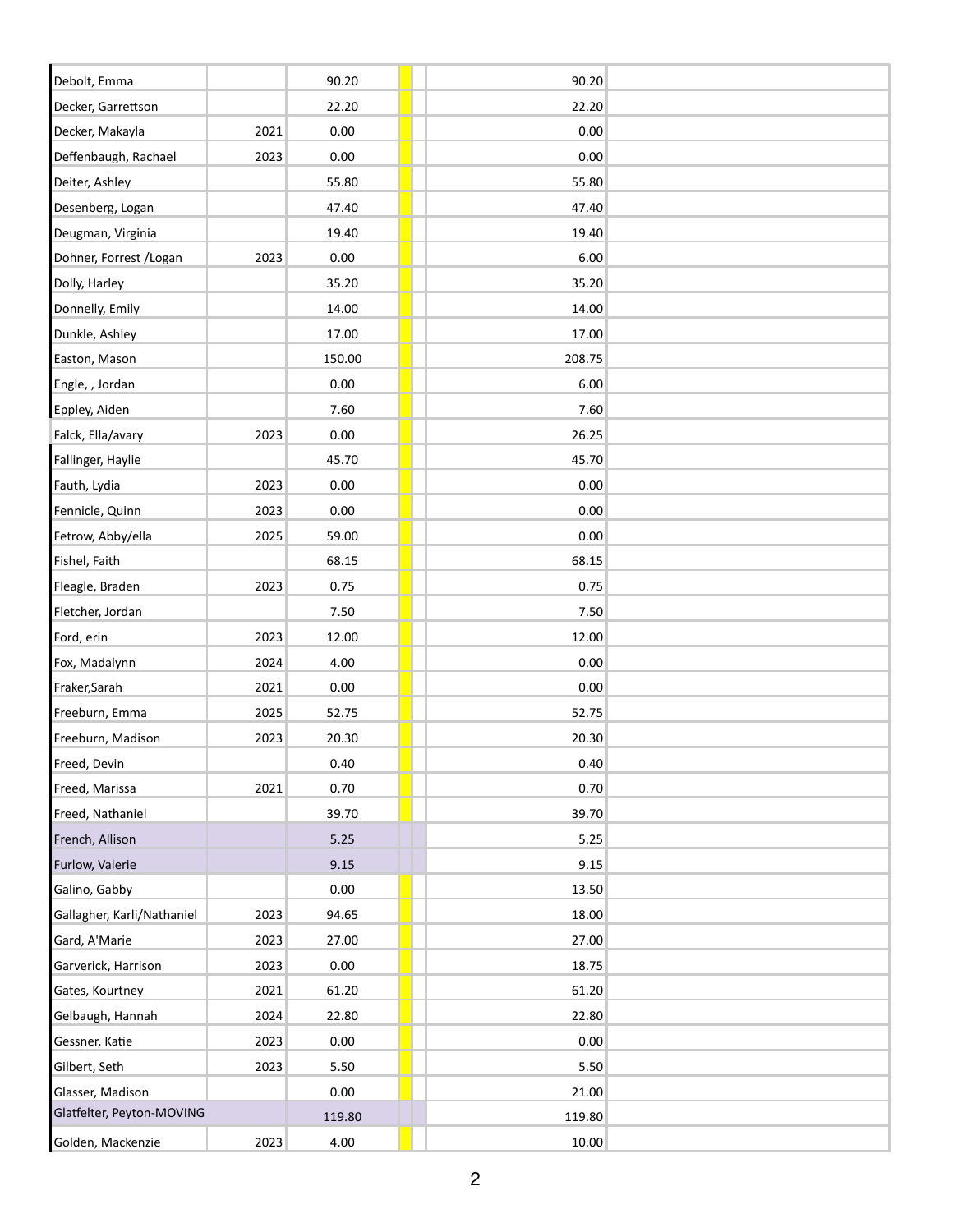| | | | | | | |
|---|---|---|---|---|---|---|
| Debolt, Emma | | 90.20 | | | 90.20 | |
| Decker, Garrettson | | 22.20 | | | 22.20 | |
| Decker, Makayla | 2021 | 0.00 | | | 0.00 | |
| Deffenbaugh, Rachael | 2023 | 0.00 | | | 0.00 | |
| Deiter, Ashley | | 55.80 | | | 55.80 | |
| Desenberg, Logan | | 47.40 | | | 47.40 | |
| Deugman, Virginia | | 19.40 | | | 19.40 | |
| Dohner, Forrest /Logan | 2023 | 0.00 | | | 6.00 | |
| Dolly, Harley | | 35.20 | | | 35.20 | |
| Donnelly, Emily | | 14.00 | | | 14.00 | |
| Dunkle, Ashley | | 17.00 | | | 17.00 | |
| Easton, Mason | | 150.00 | | | 208.75 | |
| Engle, , Jordan | | 0.00 | | | 6.00 | |
| Eppley, Aiden | | 7.60 | | | 7.60 | |
| Falck, Ella/avary | 2023 | 0.00 | | | 26.25 | |
| Fallinger, Haylie | | 45.70 | | | 45.70 | |
| Fauth, Lydia | 2023 | 0.00 | | | 0.00 | |
| Fennicle, Quinn | 2023 | 0.00 | | | 0.00 | |
| Fetrow, Abby/ella | 2025 | 59.00 | | | 0.00 | |
| Fishel, Faith | | 68.15 | | | 68.15 | |
| Fleagle, Braden | 2023 | 0.75 | | | 0.75 | |
| Fletcher, Jordan | | 7.50 | | | 7.50 | |
| Ford, erin | 2023 | 12.00 | | | 12.00 | |
| Fox, Madalynn | 2024 | 4.00 | | | 0.00 | |
| Fraker,Sarah | 2021 | 0.00 | | | 0.00 | |
| Freeburn, Emma | 2025 | 52.75 | | | 52.75 | |
| Freeburn, Madison | 2023 | 20.30 | | | 20.30 | |
| Freed, Devin | | 0.40 | | | 0.40 | |
| Freed, Marissa | 2021 | 0.70 | | | 0.70 | |
| Freed, Nathaniel | | 39.70 | | | 39.70 | |
| French, Allison | | 5.25 | | | 5.25 | |
| Furlow, Valerie | | 9.15 | | | 9.15 | |
| Galino, Gabby | | 0.00 | | | 13.50 | |
| Gallagher, Karli/Nathaniel | 2023 | 94.65 | | | 18.00 | |
| Gard, A'Marie | 2023 | 27.00 | | | 27.00 | |
| Garverick, Harrison | 2023 | 0.00 | | | 18.75 | |
| Gates, Kourtney | 2021 | 61.20 | | | 61.20 | |
| Gelbaugh, Hannah | 2024 | 22.80 | | | 22.80 | |
| Gessner, Katie | 2023 | 0.00 | | | 0.00 | |
| Gilbert, Seth | 2023 | 5.50 | | | 5.50 | |
| Glasser, Madison | | 0.00 | | | 21.00 | |
| Glatfelter, Peyton-MOVING | | 119.80 | | | 119.80 | |
| Golden, Mackenzie | 2023 | 4.00 | | | 10.00 | |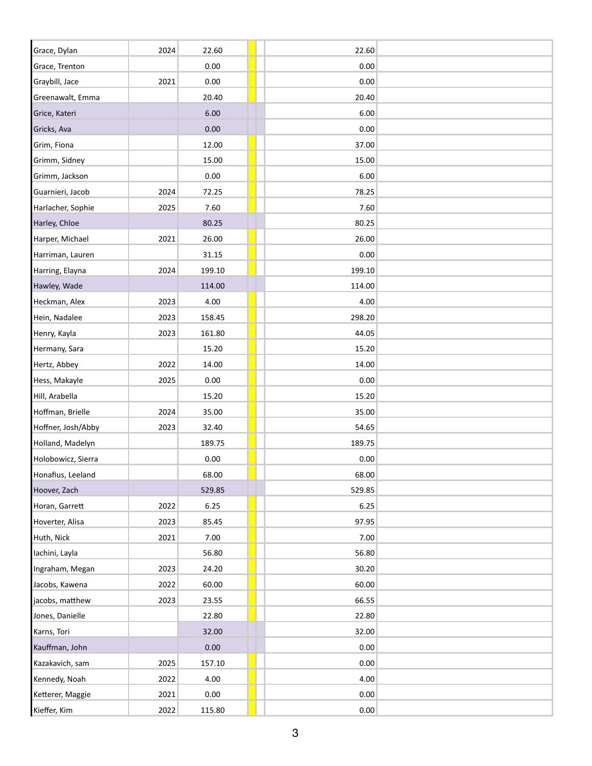| | | | | | |
|---|---|---|---|---|---|
| Grace, Dylan | 2024 | 22.60 | | 22.60 | |
| Grace, Trenton | | 0.00 | | 0.00 | |
| Graybill, Jace | 2021 | 0.00 | | 0.00 | |
| Greenawalt, Emma | | 20.40 | | 20.40 | |
| Grice, Kateri | | 6.00 | | 6.00 | |
| Gricks, Ava | | 0.00 | | 0.00 | |
| Grim, Fiona | | 12.00 | | 37.00 | |
| Grimm, Sidney | | 15.00 | | 15.00 | |
| Grimm, Jackson | | 0.00 | | 6.00 | |
| Guarnieri, Jacob | 2024 | 72.25 | | 78.25 | |
| Harlacher, Sophie | 2025 | 7.60 | | 7.60 | |
| Harley, Chloe | | 80.25 | | 80.25 | |
| Harper, Michael | 2021 | 26.00 | | 26.00 | |
| Harriman, Lauren | | 31.15 | | 0.00 | |
| Harring, Elayna | 2024 | 199.10 | | 199.10 | |
| Hawley, Wade | | 114.00 | | 114.00 | |
| Heckman, Alex | 2023 | 4.00 | | 4.00 | |
| Hein, Nadalee | 2023 | 158.45 | | 298.20 | |
| Henry, Kayla | 2023 | 161.80 | | 44.05 | |
| Hermany, Sara | | 15.20 | | 15.20 | |
| Hertz, Abbey | 2022 | 14.00 | | 14.00 | |
| Hess, Makayle | 2025 | 0.00 | | 0.00 | |
| Hill, Arabella | | 15.20 | | 15.20 | |
| Hoffman, Brielle | 2024 | 35.00 | | 35.00 | |
| Hoffner, Josh/Abby | 2023 | 32.40 | | 54.65 | |
| Holland, Madelyn | | 189.75 | | 189.75 | |
| Holobowicz, Sierra | | 0.00 | | 0.00 | |
| Honafius, Leeland | | 68.00 | | 68.00 | |
| Hoover, Zach | | 529.85 | | 529.85 | |
| Horan, Garrett | 2022 | 6.25 | | 6.25 | |
| Hoverter, Alisa | 2023 | 85.45 | | 97.95 | |
| Huth, Nick | 2021 | 7.00 | | 7.00 | |
| Iachini, Layla | | 56.80 | | 56.80 | |
| Ingraham, Megan | 2023 | 24.20 | | 30.20 | |
| Jacobs, Kawena | 2022 | 60.00 | | 60.00 | |
| jacobs, matthew | 2023 | 23.55 | | 66.55 | |
| Jones, Danielle | | 22.80 | | 22.80 | |
| Karns, Tori | | 32.00 | | 32.00 | |
| Kauffman, John | | 0.00 | | 0.00 | |
| Kazakavich, sam | 2025 | 157.10 | | 0.00 | |
| Kennedy, Noah | 2022 | 4.00 | | 4.00 | |
| Ketterer, Maggie | 2021 | 0.00 | | 0.00 | |
| Kieffer, Kim | 2022 | 115.80 | | 0.00 | |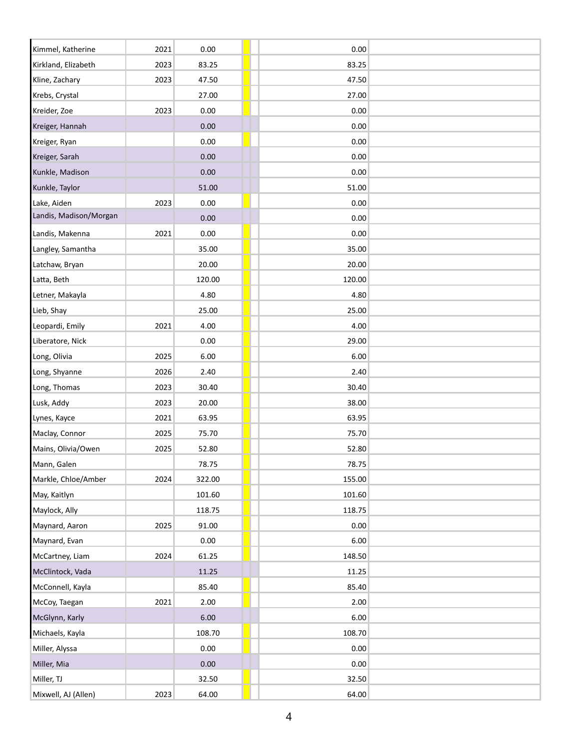| | | | | | |
|---|---|---|---|---|---|
| Kimmel, Katherine | 2021 | 0.00 | | 0.00 | |
| Kirkland, Elizabeth | 2023 | 83.25 | | 83.25 | |
| Kline, Zachary | 2023 | 47.50 | | 47.50 | |
| Krebs, Crystal | | 27.00 | | 27.00 | |
| Kreider, Zoe | 2023 | 0.00 | | 0.00 | |
| Kreiger, Hannah | | 0.00 | | 0.00 | |
| Kreiger, Ryan | | 0.00 | | 0.00 | |
| Kreiger, Sarah | | 0.00 | | 0.00 | |
| Kunkle, Madison | | 0.00 | | 0.00 | |
| Kunkle, Taylor | | 51.00 | | 51.00 | |
| Lake, Aiden | 2023 | 0.00 | | 0.00 | |
| Landis, Madison/Morgan | | 0.00 | | 0.00 | |
| Landis, Makenna | 2021 | 0.00 | | 0.00 | |
| Langley, Samantha | | 35.00 | | 35.00 | |
| Latchaw, Bryan | | 20.00 | | 20.00 | |
| Latta, Beth | | 120.00 | | 120.00 | |
| Letner, Makayla | | 4.80 | | 4.80 | |
| Lieb, Shay | | 25.00 | | 25.00 | |
| Leopardi, Emily | 2021 | 4.00 | | 4.00 | |
| Liberatore, Nick | | 0.00 | | 29.00 | |
| Long, Olivia | 2025 | 6.00 | | 6.00 | |
| Long, Shyanne | 2026 | 2.40 | | 2.40 | |
| Long, Thomas | 2023 | 30.40 | | 30.40 | |
| Lusk, Addy | 2023 | 20.00 | | 38.00 | |
| Lynes, Kayce | 2021 | 63.95 | | 63.95 | |
| Maclay, Connor | 2025 | 75.70 | | 75.70 | |
| Mains, Olivia/Owen | 2025 | 52.80 | | 52.80 | |
| Mann, Galen | | 78.75 | | 78.75 | |
| Markle, Chloe/Amber | 2024 | 322.00 | | 155.00 | |
| May, Kaitlyn | | 101.60 | | 101.60 | |
| Maylock, Ally | | 118.75 | | 118.75 | |
| Maynard, Aaron | 2025 | 91.00 | | 0.00 | |
| Maynard, Evan | | 0.00 | | 6.00 | |
| McCartney, Liam | 2024 | 61.25 | | 148.50 | |
| McClintock, Vada | | 11.25 | | 11.25 | |
| McConnell, Kayla | | 85.40 | | 85.40 | |
| McCoy, Taegan | 2021 | 2.00 | | 2.00 | |
| McGlynn, Karly | | 6.00 | | 6.00 | |
| Michaels, Kayla | | 108.70 | | 108.70 | |
| Miller, Alyssa | | 0.00 | | 0.00 | |
| Miller, Mia | | 0.00 | | 0.00 | |
| Miller, TJ | | 32.50 | | 32.50 | |
| Mixwell, AJ (Allen) | 2023 | 64.00 | | 64.00 | |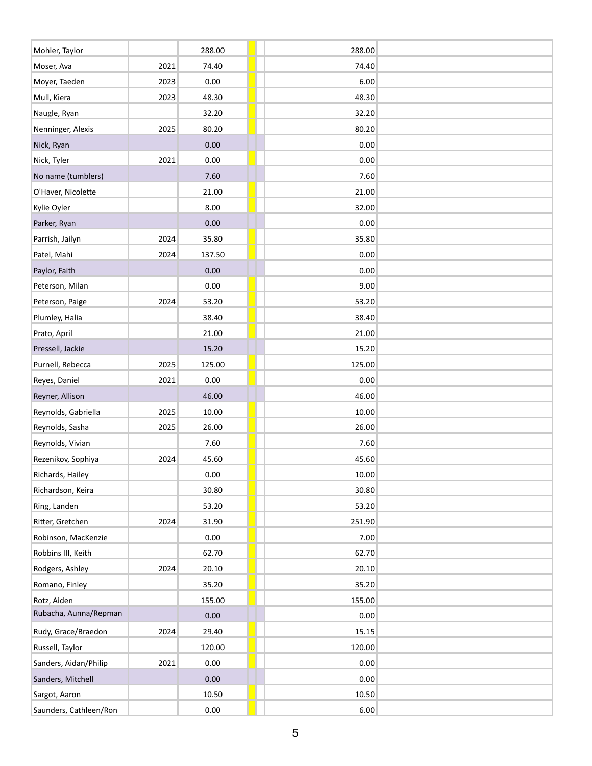| | | | | | |
|---|---|---|---|---|---|
| Mohler, Taylor | | 288.00 | | 288.00 | |
| Moser, Ava | 2021 | 74.40 | | 74.40 | |
| Moyer, Taeden | 2023 | 0.00 | | 6.00 | |
| Mull, Kiera | 2023 | 48.30 | | 48.30 | |
| Naugle, Ryan | | 32.20 | | 32.20 | |
| Nenninger, Alexis | 2025 | 80.20 | | 80.20 | |
| Nick, Ryan | | 0.00 | | 0.00 | |
| Nick, Tyler | 2021 | 0.00 | | 0.00 | |
| No name (tumblers) | | 7.60 | | 7.60 | |
| O'Haver, Nicolette | | 21.00 | | 21.00 | |
| Kylie Oyler | | 8.00 | | 32.00 | |
| Parker, Ryan | | 0.00 | | 0.00 | |
| Parrish, Jailyn | 2024 | 35.80 | | 35.80 | |
| Patel, Mahi | 2024 | 137.50 | | 0.00 | |
| Paylor, Faith | | 0.00 | | 0.00 | |
| Peterson, Milan | | 0.00 | | 9.00 | |
| Peterson, Paige | 2024 | 53.20 | | 53.20 | |
| Plumley, Halia | | 38.40 | | 38.40 | |
| Prato, April | | 21.00 | | 21.00 | |
| Pressell, Jackie | | 15.20 | | 15.20 | |
| Purnell, Rebecca | 2025 | 125.00 | | 125.00 | |
| Reyes, Daniel | 2021 | 0.00 | | 0.00 | |
| Reyner, Allison | | 46.00 | | 46.00 | |
| Reynolds, Gabriella | 2025 | 10.00 | | 10.00 | |
| Reynolds, Sasha | 2025 | 26.00 | | 26.00 | |
| Reynolds, Vivian | | 7.60 | | 7.60 | |
| Rezenikov, Sophiya | 2024 | 45.60 | | 45.60 | |
| Richards, Hailey | | 0.00 | | 10.00 | |
| Richardson, Keira | | 30.80 | | 30.80 | |
| Ring, Landen | | 53.20 | | 53.20 | |
| Ritter, Gretchen | 2024 | 31.90 | | 251.90 | |
| Robinson, MacKenzie | | 0.00 | | 7.00 | |
| Robbins III, Keith | | 62.70 | | 62.70 | |
| Rodgers, Ashley | 2024 | 20.10 | | 20.10 | |
| Romano, Finley | | 35.20 | | 35.20 | |
| Rotz, Aiden | | 155.00 | | 155.00 | |
| Rubacha, Aunna/Repman | | 0.00 | | 0.00 | |
| Rudy, Grace/Braedon | 2024 | 29.40 | | 15.15 | |
| Russell, Taylor | | 120.00 | | 120.00 | |
| Sanders, Aidan/Philip | 2021 | 0.00 | | 0.00 | |
| Sanders, Mitchell | | 0.00 | | 0.00 | |
| Sargot, Aaron | | 10.50 | | 10.50 | |
| Saunders, Cathleen/Ron | | 0.00 | | 6.00 | |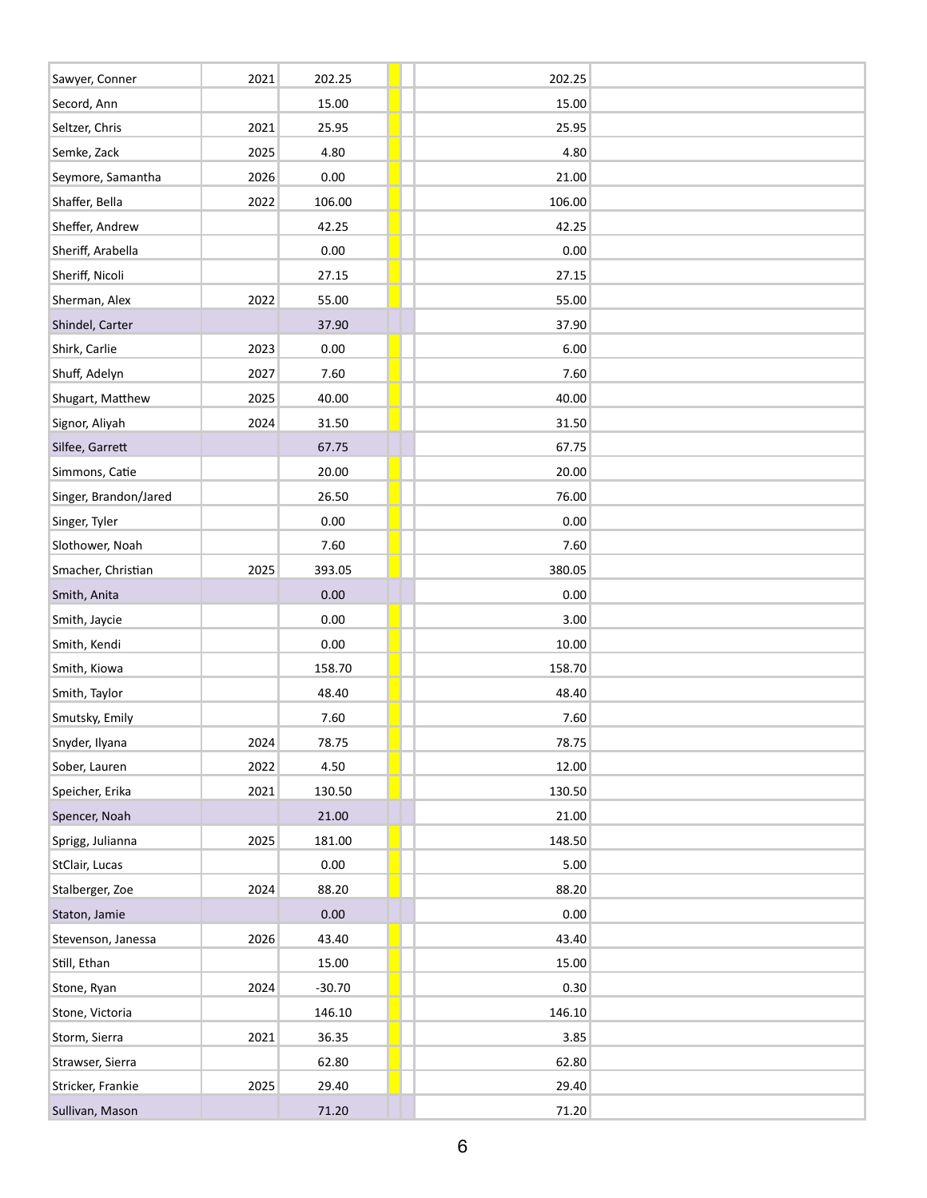| | | | | | | |
|---|---|---|---|---|---|---|
| Sawyer, Conner | 2021 | 202.25 | | | 202.25 | |
| Secord, Ann | | 15.00 | | | 15.00 | |
| Seltzer, Chris | 2021 | 25.95 | | | 25.95 | |
| Semke, Zack | 2025 | 4.80 | | | 4.80 | |
| Seymore, Samantha | 2026 | 0.00 | | | 21.00 | |
| Shaffer, Bella | 2022 | 106.00 | | | 106.00 | |
| Sheffer, Andrew | | 42.25 | | | 42.25 | |
| Sheriff, Arabella | | 0.00 | | | 0.00 | |
| Sheriff, Nicoli | | 27.15 | | | 27.15 | |
| Sherman, Alex | 2022 | 55.00 | | | 55.00 | |
| Shindel, Carter | | 37.90 | | | 37.90 | |
| Shirk, Carlie | 2023 | 0.00 | | | 6.00 | |
| Shuff, Adelyn | 2027 | 7.60 | | | 7.60 | |
| Shugart, Matthew | 2025 | 40.00 | | | 40.00 | |
| Signor, Aliyah | 2024 | 31.50 | | | 31.50 | |
| Silfee, Garrett | | 67.75 | | | 67.75 | |
| Simmons, Catie | | 20.00 | | | 20.00 | |
| Singer, Brandon/Jared | | 26.50 | | | 76.00 | |
| Singer, Tyler | | 0.00 | | | 0.00 | |
| Slothower, Noah | | 7.60 | | | 7.60 | |
| Smacher, Christian | 2025 | 393.05 | | | 380.05 | |
| Smith, Anita | | 0.00 | | | 0.00 | |
| Smith, Jaycie | | 0.00 | | | 3.00 | |
| Smith, Kendi | | 0.00 | | | 10.00 | |
| Smith, Kiowa | | 158.70 | | | 158.70 | |
| Smith, Taylor | | 48.40 | | | 48.40 | |
| Smutsky, Emily | | 7.60 | | | 7.60 | |
| Snyder, Ilyana | 2024 | 78.75 | | | 78.75 | |
| Sober, Lauren | 2022 | 4.50 | | | 12.00 | |
| Speicher, Erika | 2021 | 130.50 | | | 130.50 | |
| Spencer, Noah | | 21.00 | | | 21.00 | |
| Sprigg, Julianna | 2025 | 181.00 | | | 148.50 | |
| StClair, Lucas | | 0.00 | | | 5.00 | |
| Stalberger, Zoe | 2024 | 88.20 | | | 88.20 | |
| Staton, Jamie | | 0.00 | | | 0.00 | |
| Stevenson, Janessa | 2026 | 43.40 | | | 43.40 | |
| Still, Ethan | | 15.00 | | | 15.00 | |
| Stone, Ryan | 2024 | -30.70 | | | 0.30 | |
| Stone, Victoria | | 146.10 | | | 146.10 | |
| Storm, Sierra | 2021 | 36.35 | | | 3.85 | |
| Strawser, Sierra | | 62.80 | | | 62.80 | |
| Stricker, Frankie | 2025 | 29.40 | | | 29.40 | |
| Sullivan, Mason | | 71.20 | | | 71.20 | |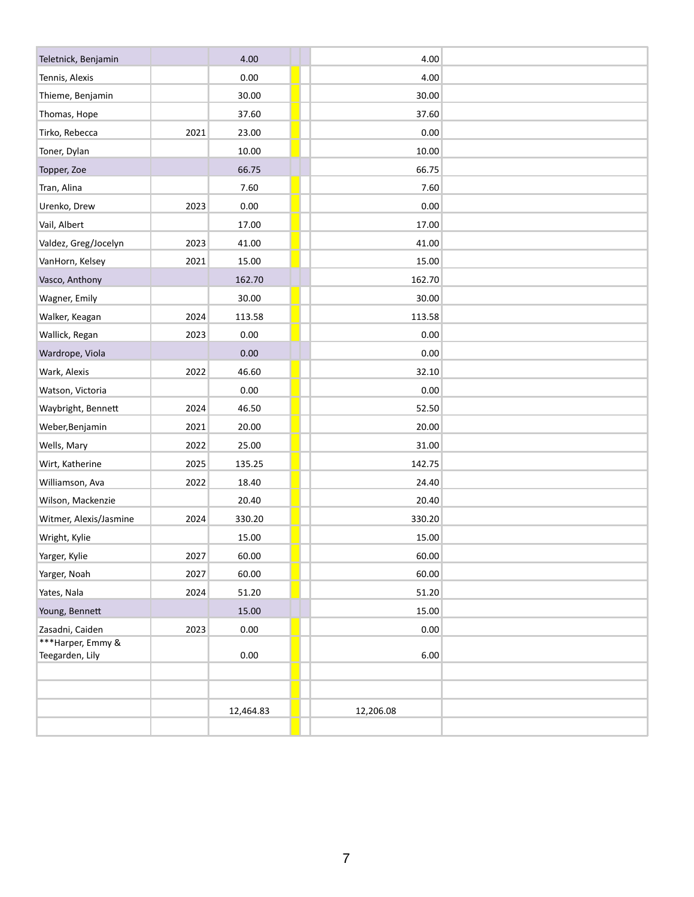| | | | | | |
|---|---|---|---|---|---|
| Teletnick, Benjamin | | 4.00 | | 4.00 | |
| Tennis, Alexis | | 0.00 | | 4.00 | |
| Thieme, Benjamin | | 30.00 | | 30.00 | |
| Thomas, Hope | | 37.60 | | 37.60 | |
| Tirko, Rebecca | 2021 | 23.00 | | 0.00 | |
| Toner, Dylan | | 10.00 | | 10.00 | |
| Topper, Zoe | | 66.75 | | 66.75 | |
| Tran, Alina | | 7.60 | | 7.60 | |
| Urenko, Drew | 2023 | 0.00 | | 0.00 | |
| Vail, Albert | | 17.00 | | 17.00 | |
| Valdez, Greg/Jocelyn | 2023 | 41.00 | | 41.00 | |
| VanHorn, Kelsey | 2021 | 15.00 | | 15.00 | |
| Vasco, Anthony | | 162.70 | | 162.70 | |
| Wagner, Emily | | 30.00 | | 30.00 | |
| Walker, Keagan | 2024 | 113.58 | | 113.58 | |
| Wallick, Regan | 2023 | 0.00 | | 0.00 | |
| Wardrope, Viola | | 0.00 | | 0.00 | |
| Wark, Alexis | 2022 | 46.60 | | 32.10 | |
| Watson, Victoria | | 0.00 | | 0.00 | |
| Waybright, Bennett | 2024 | 46.50 | | 52.50 | |
| Weber,Benjamin | 2021 | 20.00 | | 20.00 | |
| Wells, Mary | 2022 | 25.00 | | 31.00 | |
| Wirt, Katherine | 2025 | 135.25 | | 142.75 | |
| Williamson, Ava | 2022 | 18.40 | | 24.40 | |
| Wilson, Mackenzie | | 20.40 | | 20.40 | |
| Witmer, Alexis/Jasmine | 2024 | 330.20 | | 330.20 | |
| Wright, Kylie | | 15.00 | | 15.00 | |
| Yarger, Kylie | 2027 | 60.00 | | 60.00 | |
| Yarger, Noah | 2027 | 60.00 | | 60.00 | |
| Yates, Nala | 2024 | 51.20 | | 51.20 | |
| Young, Bennett | | 15.00 | | 15.00 | |
| Zasadni, Caiden | 2023 | 0.00 | | 0.00 | |
| ***Harper, Emmy & Teegarden, Lily | | 0.00 | | 6.00 | |
| | | | | | |
| | | | | | |
| | | 12,464.83 | | 12,206.08 | |
| | | | | | |